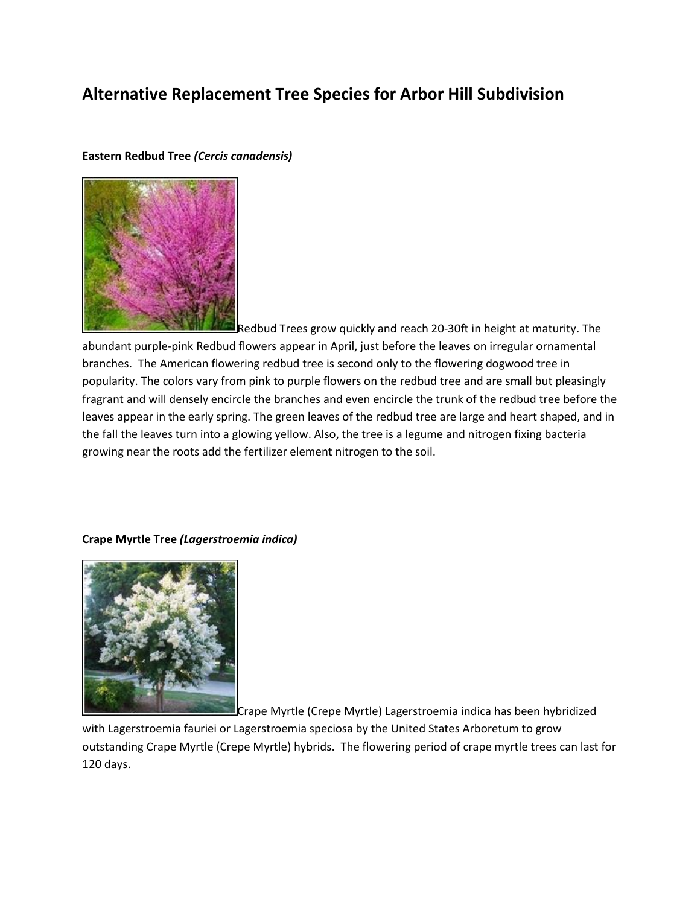# Alternative Replacement Tree Species for Arbor Hill Subdivision

**Eastern Redbud Tree *(Cercis canadensis)***

Redbud Trees grow quickly and reach 20-30ft in height at maturity. The abundant purple-pink Redbud flowers appear in April, just before the leaves on irregular ornamental branches. The American flowering redbud tree is second only to the flowering dogwood tree in popularity. The colors vary from pink to purple flowers on the redbud tree and are small but pleasingly fragrant and will densely encircle the branches and even encircle the trunk of the redbud tree before the leaves appear in the early spring. The green leaves of the redbud tree are large and heart shaped, and in the fall the leaves turn into a glowing yellow. Also, the tree is a legume and nitrogen fixing bacteria growing near the roots add the fertilizer element nitrogen to the soil.

**Crape Myrtle Tree *(Lagerstroemia indica)***

Crape Myrtle (Crepe Myrtle) Lagerstroemia indica has been hybridized with Lagerstroemia fauriei or Lagerstroemia speciosa by the United States Arboretum to grow outstanding Crape Myrtle (Crepe Myrtle) hybrids. The flowering period of crape myrtle trees can last for 120 days.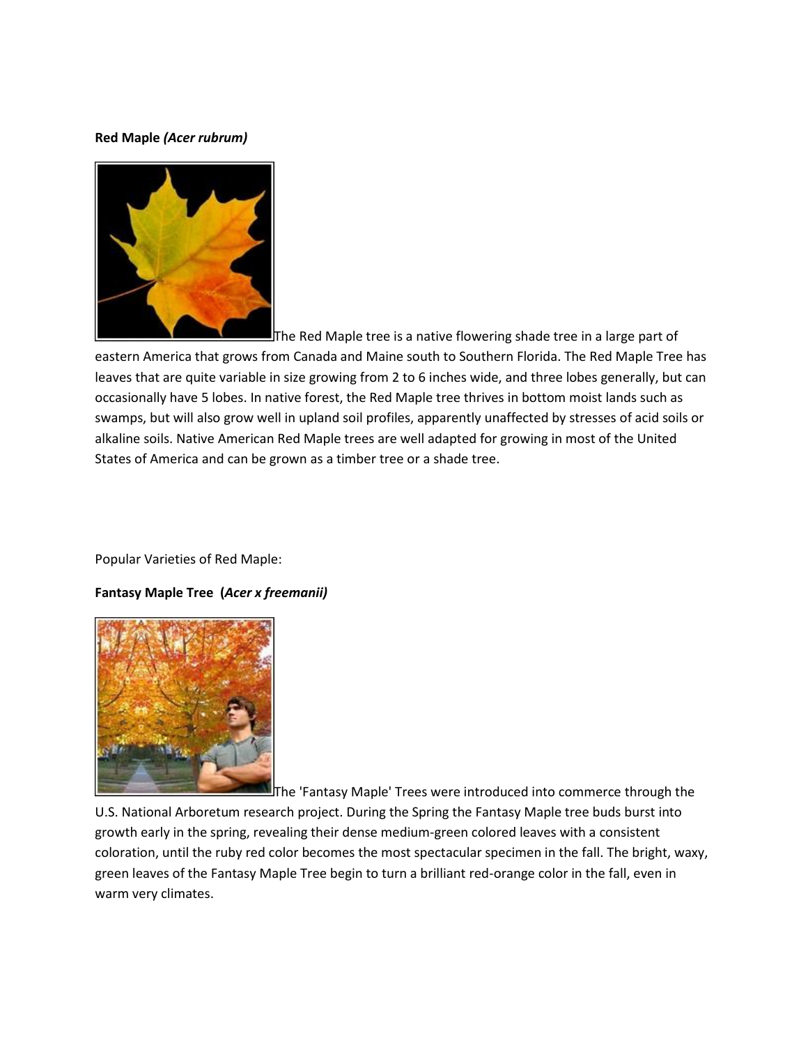**Red Maple** ***(Acer rubrum)***

The Red Maple tree is a native flowering shade tree in a large part of eastern America that grows from Canada and Maine south to Southern Florida. The Red Maple Tree has leaves that are quite variable in size growing from 2 to 6 inches wide, and three lobes generally, but can occasionally have 5 lobes. In native forest, the Red Maple tree thrives in bottom moist lands such as swamps, but will also grow well in upland soil profiles, apparently unaffected by stresses of acid soils or alkaline soils. Native American Red Maple trees are well adapted for growing in most of the United States of America and can be grown as a timber tree or a shade tree.

Popular Varieties of Red Maple:

**Fantasy Maple Tree (*Acer x freemanii*)**

The 'Fantasy Maple' Trees were introduced into commerce through the U.S. National Arboretum research project. During the Spring the Fantasy Maple tree buds burst into growth early in the spring, revealing their dense medium-green colored leaves with a consistent coloration, until the ruby red color becomes the most spectacular specimen in the fall. The bright, waxy, green leaves of the Fantasy Maple Tree begin to turn a brilliant red-orange color in the fall, even in warm very climates.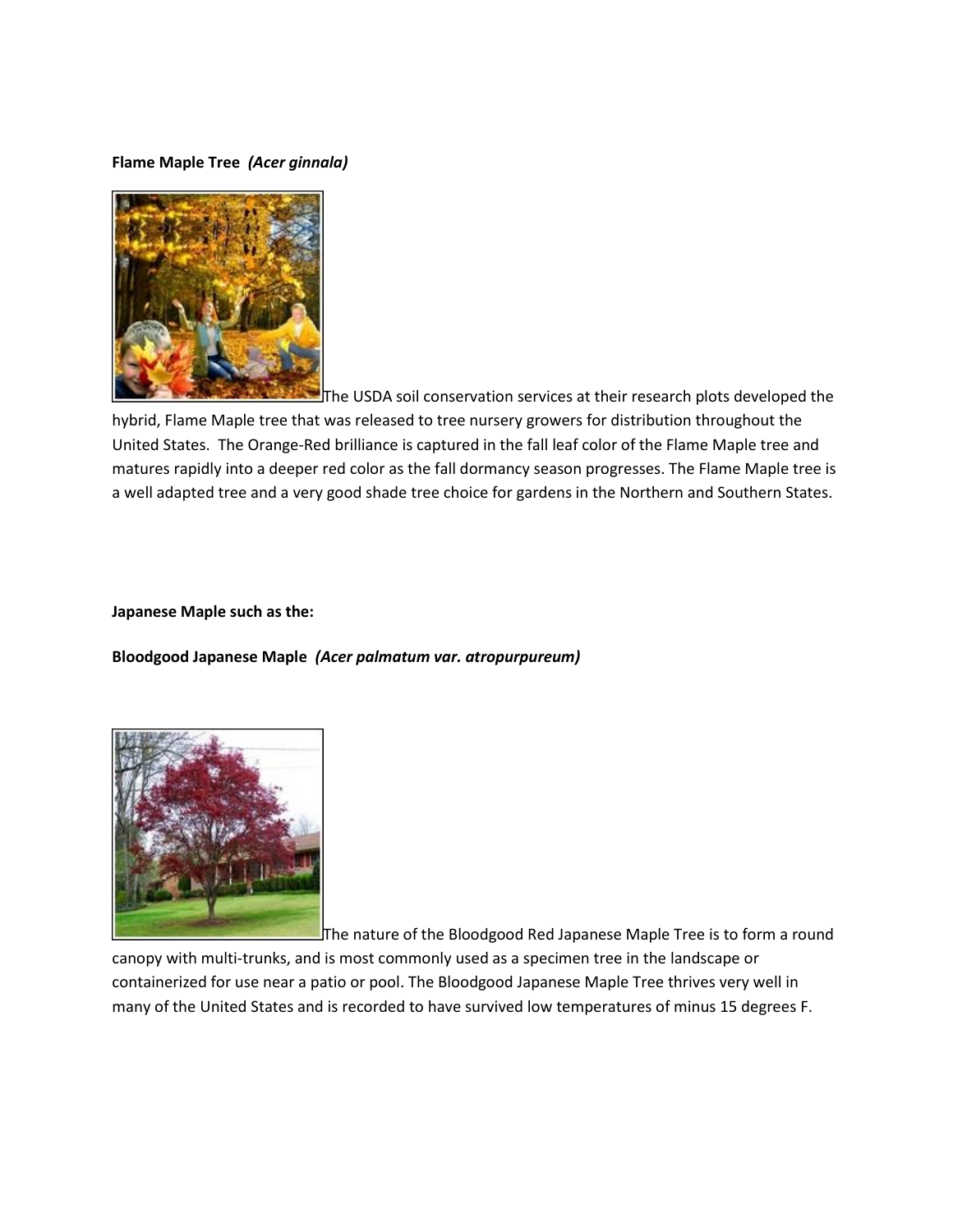**Flame Maple Tree** ***(Acer ginnala)***

The USDA soil conservation services at their research plots developed the hybrid, Flame Maple tree that was released to tree nursery growers for distribution throughout the United States. The Orange-Red brilliance is captured in the fall leaf color of the Flame Maple tree and matures rapidly into a deeper red color as the fall dormancy season progresses. The Flame Maple tree is a well adapted tree and a very good shade tree choice for gardens in the Northern and Southern States.

**Japanese Maple such as the:**

**Bloodgood Japanese Maple** ***(Acer palmatum var. atropurpureum)***

The nature of the Bloodgood Red Japanese Maple Tree is to form a round canopy with multi-trunks, and is most commonly used as a specimen tree in the landscape or containerized for use near a patio or pool. The Bloodgood Japanese Maple Tree thrives very well in many of the United States and is recorded to have survived low temperatures of minus 15 degrees F.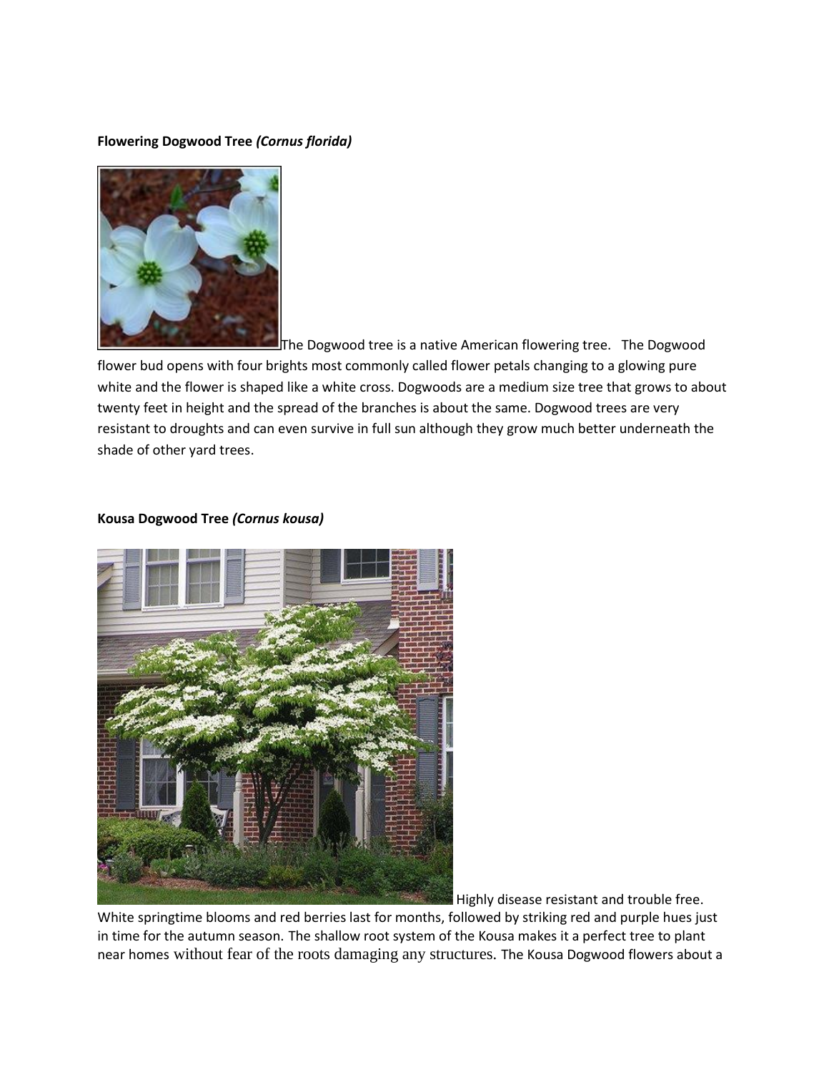**Flowering Dogwood Tree *(Cornus florida)***

The Dogwood tree is a native American flowering tree. The Dogwood flower bud opens with four brights most commonly called flower petals changing to a glowing pure white and the flower is shaped like a white cross. Dogwoods are a medium size tree that grows to about twenty feet in height and the spread of the branches is about the same. Dogwood trees are very resistant to droughts and can even survive in full sun although they grow much better underneath the shade of other yard trees.

**Kousa Dogwood Tree *(Cornus kousa)***

Highly disease resistant and trouble free. White springtime blooms and red berries last for months, followed by striking red and purple hues just in time for the autumn season. The shallow root system of the Kousa makes it a perfect tree to plant near homes without fear of the roots damaging any structures. The Kousa Dogwood flowers about a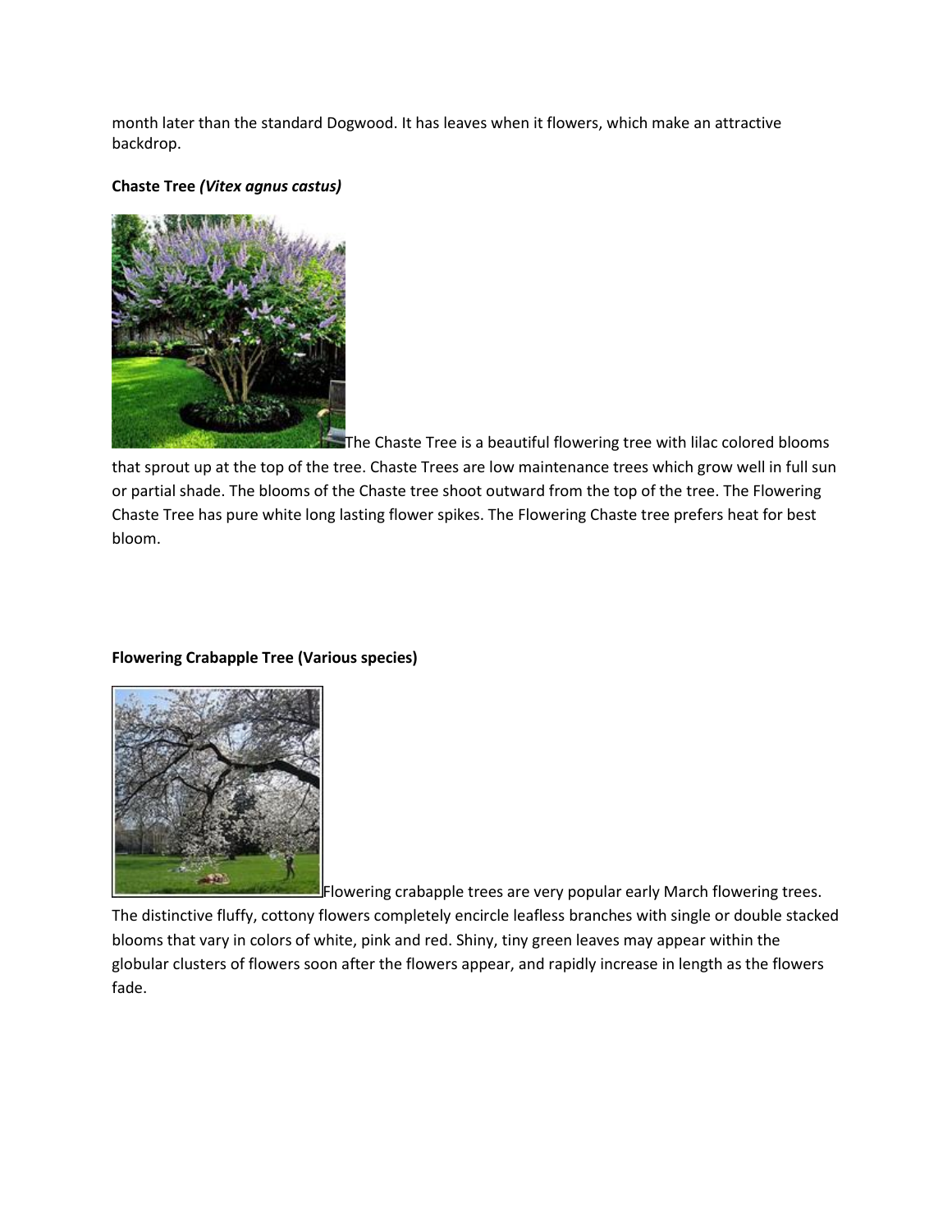month later than the standard Dogwood. It has leaves when it flowers, which make an attractive backdrop.

**Chaste Tree *(Vitex agnus castus)***

The Chaste Tree is a beautiful flowering tree with lilac colored blooms that sprout up at the top of the tree. Chaste Trees are low maintenance trees which grow well in full sun or partial shade. The blooms of the Chaste tree shoot outward from the top of the tree. The Flowering Chaste Tree has pure white long lasting flower spikes. The Flowering Chaste tree prefers heat for best bloom.

**Flowering Crabapple Tree (Various species)**

Flowering crabapple trees are very popular early March flowering trees. The distinctive fluffy, cottony flowers completely encircle leafless branches with single or double stacked blooms that vary in colors of white, pink and red. Shiny, tiny green leaves may appear within the globular clusters of flowers soon after the flowers appear, and rapidly increase in length as the flowers fade.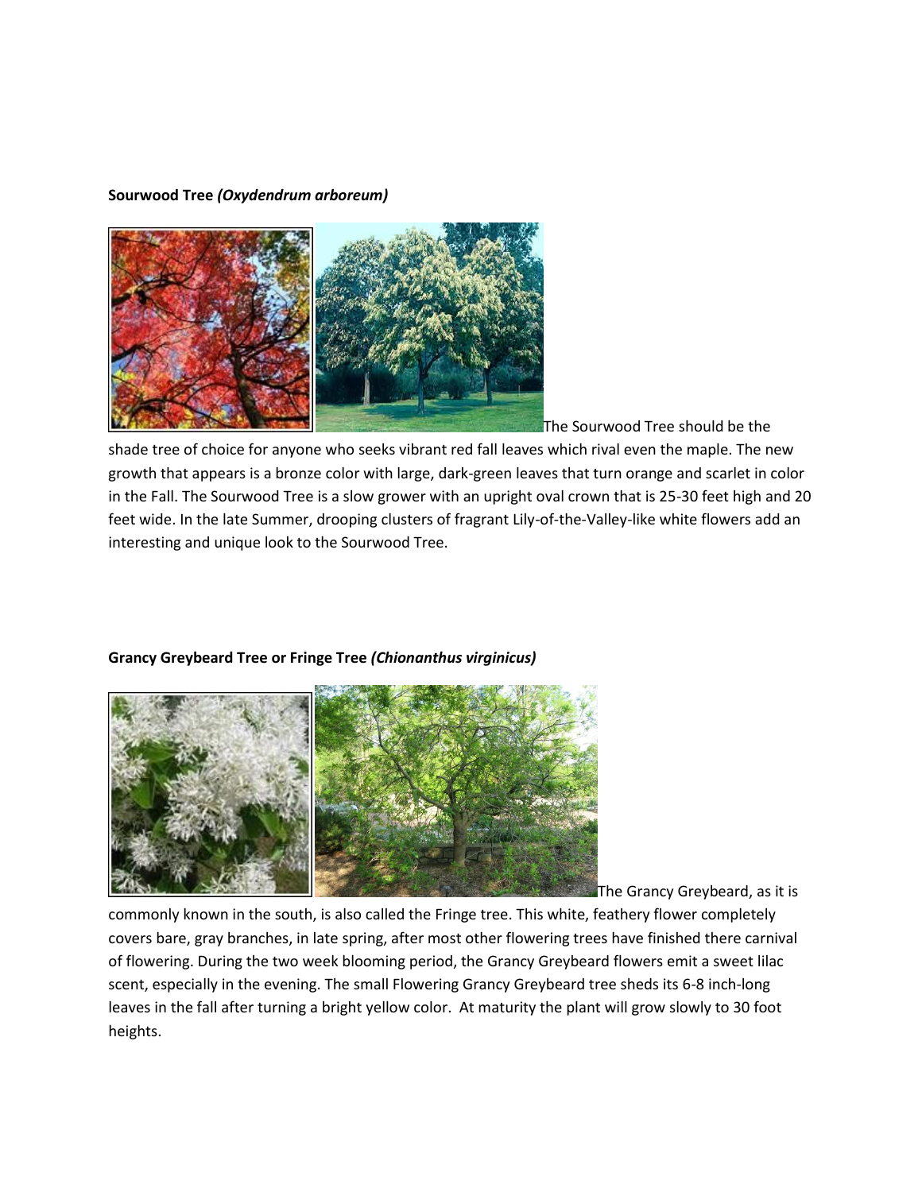**Sourwood Tree *(Oxydendrum arboreum)***

The Sourwood Tree should be the shade tree of choice for anyone who seeks vibrant red fall leaves which rival even the maple. The new growth that appears is a bronze color with large, dark-green leaves that turn orange and scarlet in color in the Fall. The Sourwood Tree is a slow grower with an upright oval crown that is 25-30 feet high and 20 feet wide. In the late Summer, drooping clusters of fragrant Lily-of-the-Valley-like white flowers add an interesting and unique look to the Sourwood Tree.

**Grancy Greybeard Tree or Fringe Tree *(Chionanthus virginicus)***

The Grancy Greybeard, as it is commonly known in the south, is also called the Fringe tree. This white, feathery flower completely covers bare, gray branches, in late spring, after most other flowering trees have finished there carnival of flowering. During the two week blooming period, the Grancy Greybeard flowers emit a sweet lilac scent, especially in the evening. The small Flowering Grancy Greybeard tree sheds its 6-8 inch-long leaves in the fall after turning a bright yellow color. At maturity the plant will grow slowly to 30 foot heights.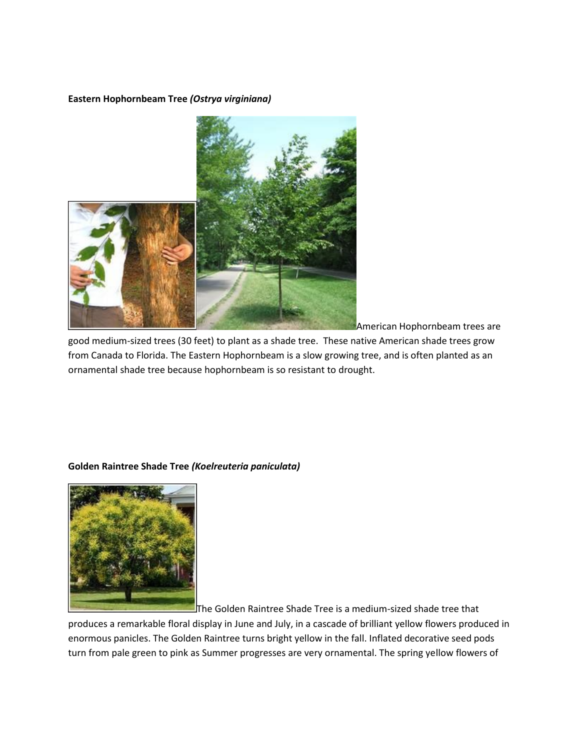**Eastern Hophornbeam Tree *(Ostrya virginiana)***

American Hophornbeam trees are good medium-sized trees (30 feet) to plant as a shade tree. These native American shade trees grow from Canada to Florida. The Eastern Hophornbeam is a slow growing tree, and is often planted as an ornamental shade tree because hophornbeam is so resistant to drought.

**Golden Raintree Shade Tree *(Koelreuteria paniculata)***

The Golden Raintree Shade Tree is a medium-sized shade tree that produces a remarkable floral display in June and July, in a cascade of brilliant yellow flowers produced in enormous panicles. The Golden Raintree turns bright yellow in the fall. Inflated decorative seed pods turn from pale green to pink as Summer progresses are very ornamental. The spring yellow flowers of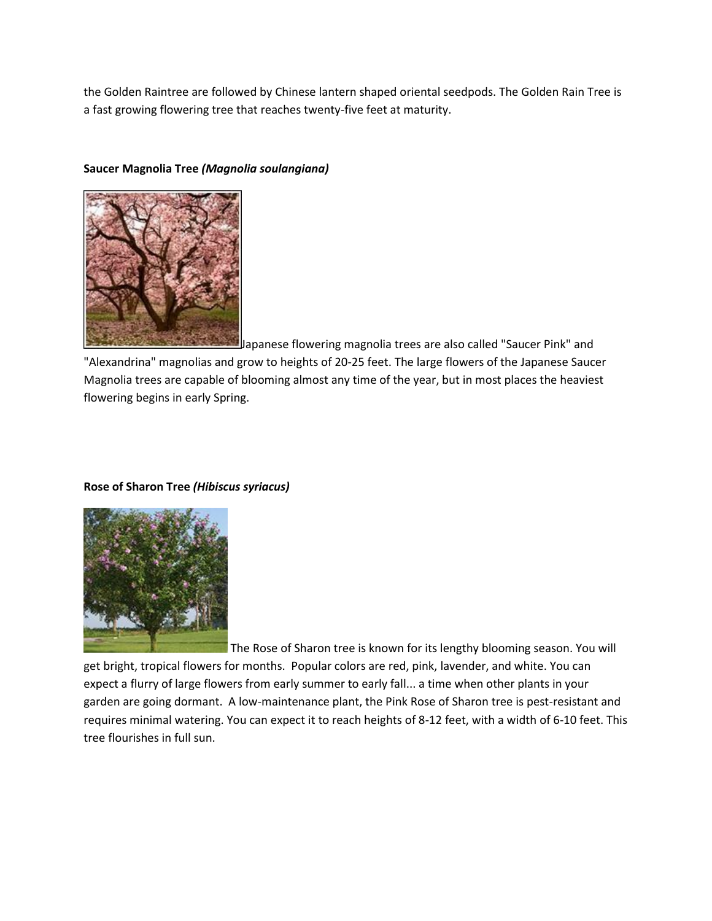the Golden Raintree are followed by Chinese lantern shaped oriental seedpods. The Golden Rain Tree is a fast growing flowering tree that reaches twenty-five feet at maturity.

**Saucer Magnolia Tree *(Magnolia soulangiana)***

Japanese flowering magnolia trees are also called "Saucer Pink" and "Alexandrina" magnolias and grow to heights of 20-25 feet. The large flowers of the Japanese Saucer Magnolia trees are capable of blooming almost any time of the year, but in most places the heaviest flowering begins in early Spring.

**Rose of Sharon Tree *(Hibiscus syriacus)***

The Rose of Sharon tree is known for its lengthy blooming season. You will get bright, tropical flowers for months. Popular colors are red, pink, lavender, and white. You can expect a flurry of large flowers from early summer to early fall... a time when other plants in your garden are going dormant. A low-maintenance plant, the Pink Rose of Sharon tree is pest-resistant and requires minimal watering. You can expect it to reach heights of 8-12 feet, with a width of 6-10 feet. This tree flourishes in full sun.